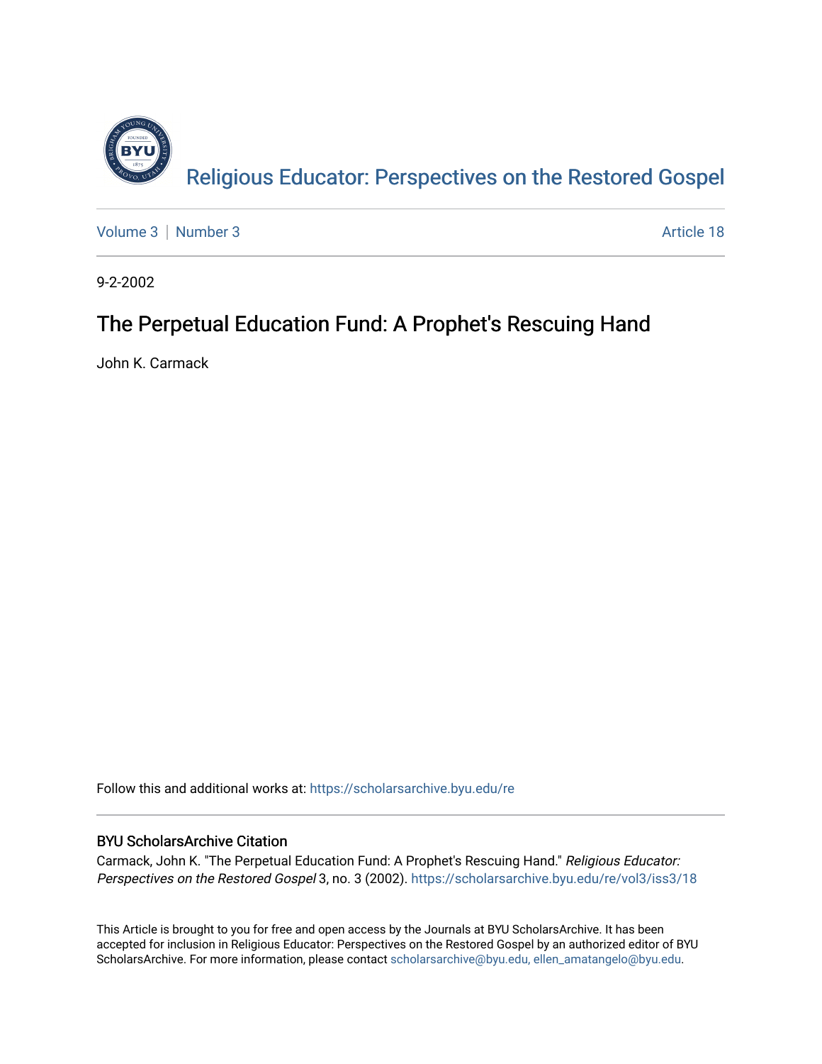Religious Educator: Perspectives on the Restored Gospel

Volume 3 | Number 3 — Article 18

9-2-2002

# The Perpetual Education Fund: A Prophet's Rescuing Hand

John K. Carmack

Follow this and additional works at: https://scholarsarchive.byu.edu/re

## BYU ScholarsArchive Citation

Carmack, John K. "The Perpetual Education Fund: A Prophet's Rescuing Hand." *Religious Educator: Perspectives on the Restored Gospel* 3, no. 3 (2002). https://scholarsarchive.byu.edu/re/vol3/iss3/18

This Article is brought to you for free and open access by the Journals at BYU ScholarsArchive. It has been accepted for inclusion in Religious Educator: Perspectives on the Restored Gospel by an authorized editor of BYU ScholarsArchive. For more information, please contact scholarsarchive@byu.edu, ellen_amatangelo@byu.edu.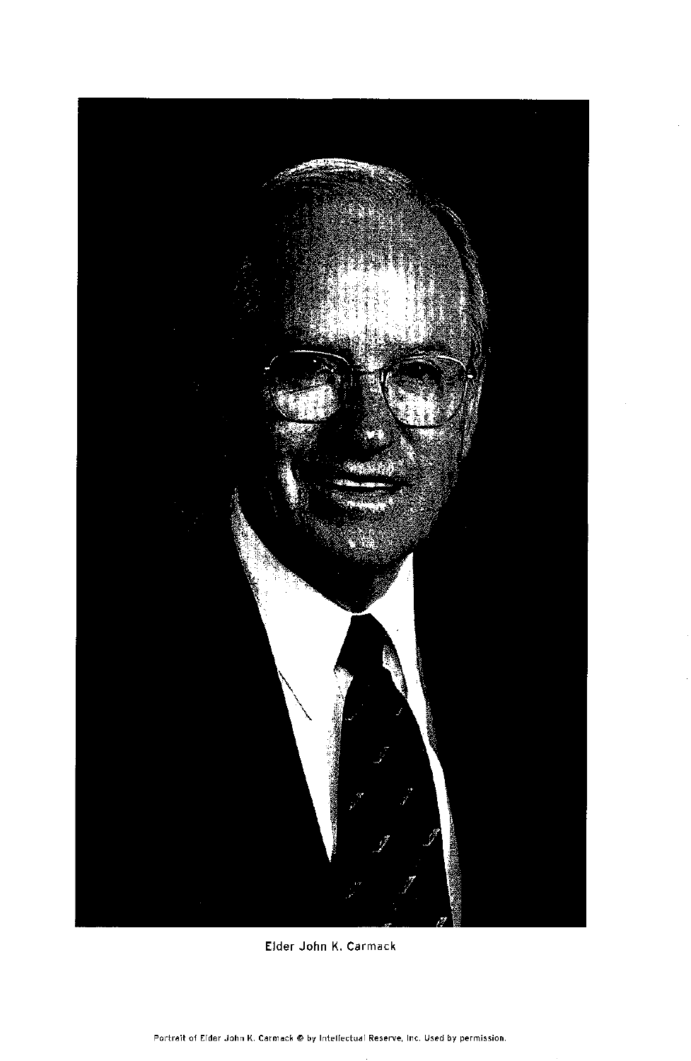Elder John K. Carmack

Portrait of Elder John K. Carmack © by Intellectual Reserve, Inc. Used by permission.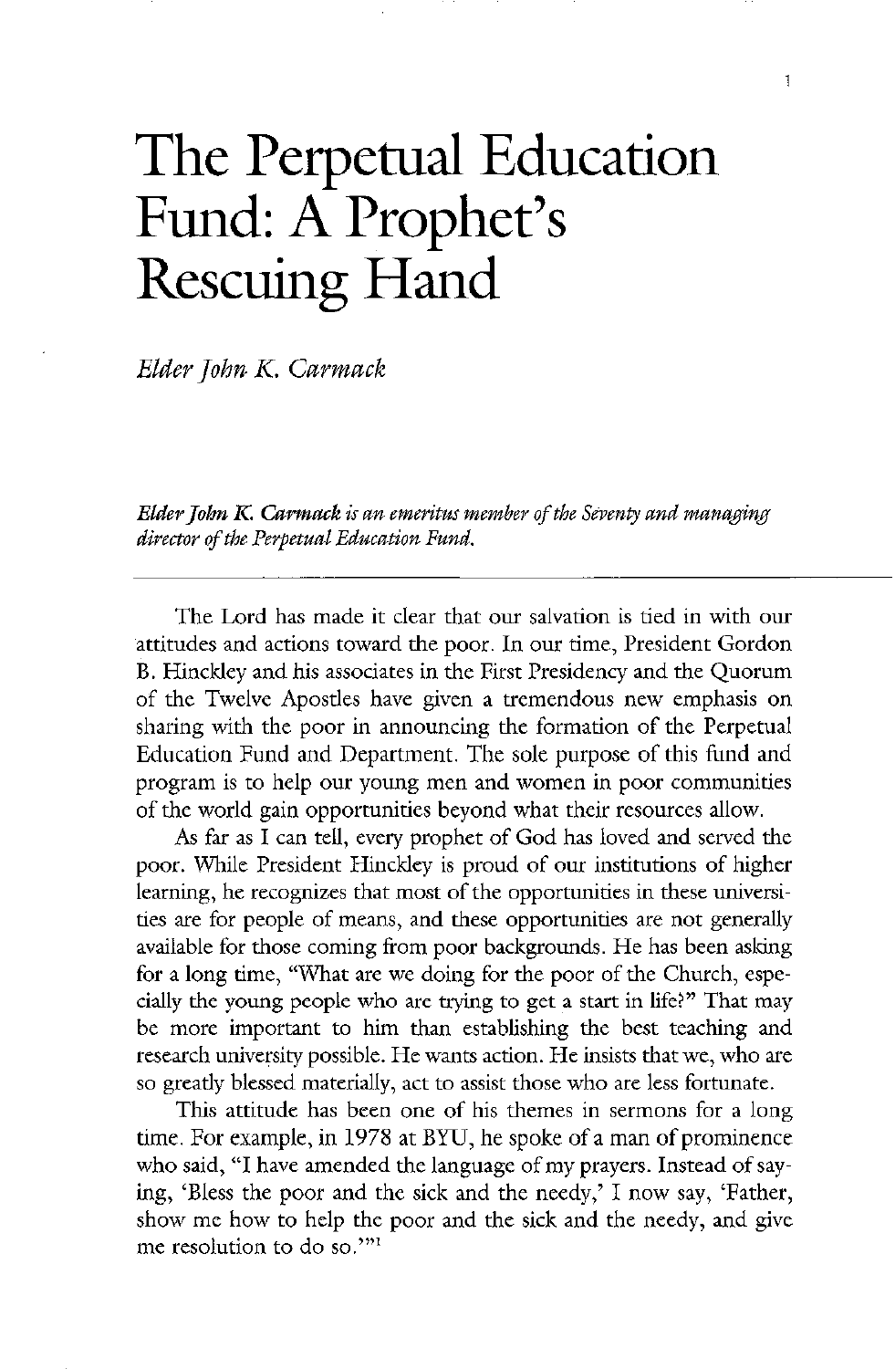# The Perpetual Education Fund: A Prophet's Rescuing Hand

*Elder John K. Carmack*

*Elder John K. Carmack is an emeritus member of the Seventy and managing director of the Perpetual Education Fund.*

---

The Lord has made it clear that our salvation is tied in with our attitudes and actions toward the poor. In our time, President Gordon B. Hinckley and his associates in the First Presidency and the Quorum of the Twelve Apostles have given a tremendous new emphasis on sharing with the poor in announcing the formation of the Perpetual Education Fund and Department. The sole purpose of this fund and program is to help our young men and women in poor communities of the world gain opportunities beyond what their resources allow.

As far as I can tell, every prophet of God has loved and served the poor. While President Hinckley is proud of our institutions of higher learning, he recognizes that most of the opportunities in these universities are for people of means, and these opportunities are not generally available for those coming from poor backgrounds. He has been asking for a long time, "What are we doing for the poor of the Church, especially the young people who are trying to get a start in life?" That may be more important to him than establishing the best teaching and research university possible. He wants action. He insists that we, who are so greatly blessed materially, act to assist those who are less fortunate.

This attitude has been one of his themes in sermons for a long time. For example, in 1978 at BYU, he spoke of a man of prominence who said, "I have amended the language of my prayers. Instead of saying, 'Bless the poor and the sick and the needy,' I now say, 'Father, show me how to help the poor and the sick and the needy, and give me resolution to do so.'"[1]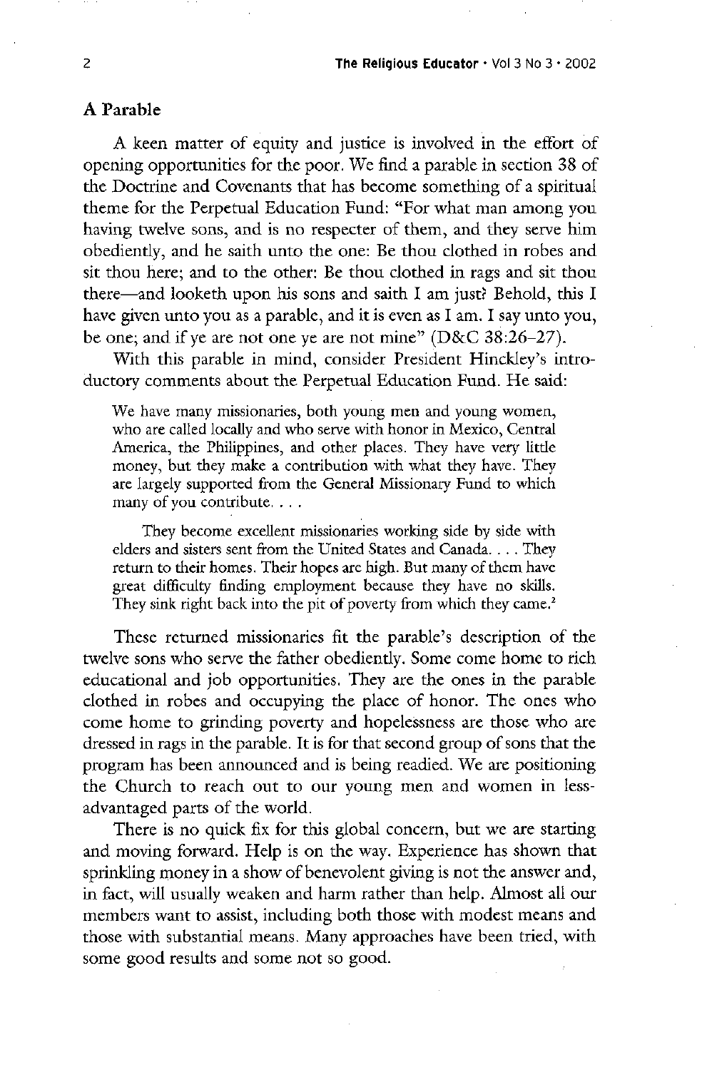## A Parable

A keen matter of equity and justice is involved in the effort of opening opportunities for the poor. We find a parable in section 38 of the Doctrine and Covenants that has become something of a spiritual theme for the Perpetual Education Fund: "For what man among you having twelve sons, and is no respecter of them, and they serve him obediently, and he saith unto the one: Be thou clothed in robes and sit thou here; and to the other: Be thou clothed in rags and sit thou there—and looketh upon his sons and saith I am just? Behold, this I have given unto you as a parable, and it is even as I am. I say unto you, be one; and if ye are not one ye are not mine" (D&C 38:26–27).

With this parable in mind, consider President Hinckley's introductory comments about the Perpetual Education Fund. He said:

> We have many missionaries, both young men and young women, who are called locally and who serve with honor in Mexico, Central America, the Philippines, and other places. They have very little money, but they make a contribution with what they have. They are largely supported from the General Missionary Fund to which many of you contribute. . . .
>
> They become excellent missionaries working side by side with elders and sisters sent from the United States and Canada. . . . They return to their homes. Their hopes are high. But many of them have great difficulty finding employment because they have no skills. They sink right back into the pit of poverty from which they came.[2]

These returned missionaries fit the parable's description of the twelve sons who serve the father obediently. Some come home to rich educational and job opportunities. They are the ones in the parable clothed in robes and occupying the place of honor. The ones who come home to grinding poverty and hopelessness are those who are dressed in rags in the parable. It is for that second group of sons that the program has been announced and is being readied. We are positioning the Church to reach out to our young men and women in less-advantaged parts of the world.

There is no quick fix for this global concern, but we are starting and moving forward. Help is on the way. Experience has shown that sprinkling money in a show of benevolent giving is not the answer and, in fact, will usually weaken and harm rather than help. Almost all our members want to assist, including both those with modest means and those with substantial means. Many approaches have been tried, with some good results and some not so good.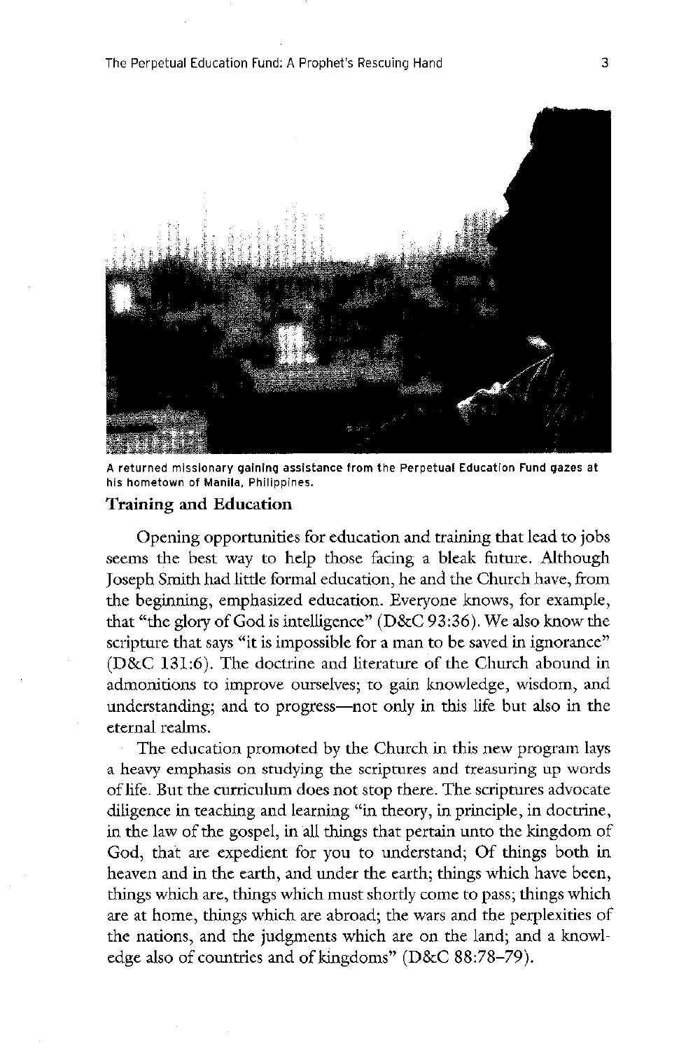A returned missionary gaining assistance from the Perpetual Education Fund gazes at his hometown of Manila, Philippines.

## Training and Education

Opening opportunities for education and training that lead to jobs seems the best way to help those facing a bleak future. Although Joseph Smith had little formal education, he and the Church have, from the beginning, emphasized education. Everyone knows, for example, that "the glory of God is intelligence" (D&C 93:36). We also know the scripture that says "it is impossible for a man to be saved in ignorance" (D&C 131:6). The doctrine and literature of the Church abound in admonitions to improve ourselves; to gain knowledge, wisdom, and understanding; and to progress—not only in this life but also in the eternal realms.

The education promoted by the Church in this new program lays a heavy emphasis on studying the scriptures and treasuring up words of life. But the curriculum does not stop there. The scriptures advocate diligence in teaching and learning "in theory, in principle, in doctrine, in the law of the gospel, in all things that pertain unto the kingdom of God, that are expedient for you to understand; Of things both in heaven and in the earth, and under the earth; things which have been, things which are, things which must shortly come to pass; things which are at home, things which are abroad; the wars and the perplexities of the nations, and the judgments which are on the land; and a knowledge also of countries and of kingdoms" (D&C 88:78–79).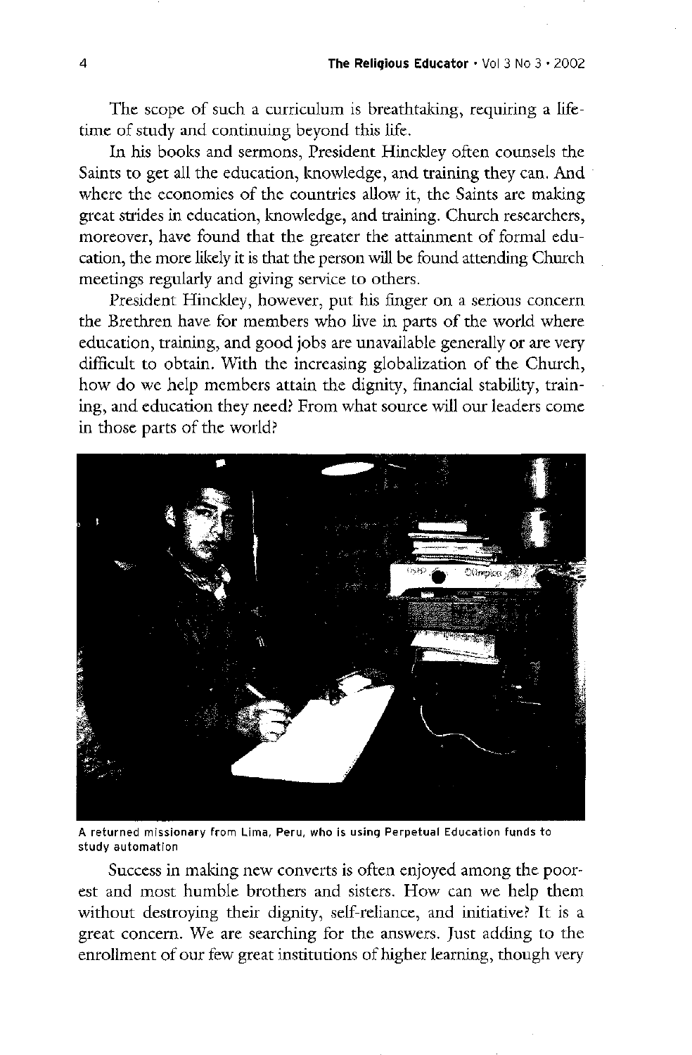The scope of such a curriculum is breathtaking, requiring a lifetime of study and continuing beyond this life.

In his books and sermons, President Hinckley often counsels the Saints to get all the education, knowledge, and training they can. And where the economies of the countries allow it, the Saints are making great strides in education, knowledge, and training. Church researchers, moreover, have found that the greater the attainment of formal education, the more likely it is that the person will be found attending Church meetings regularly and giving service to others.

President Hinckley, however, put his finger on a serious concern the Brethren have for members who live in parts of the world where education, training, and good jobs are unavailable generally or are very difficult to obtain. With the increasing globalization of the Church, how do we help members attain the dignity, financial stability, training, and education they need? From what source will our leaders come in those parts of the world?

A returned missionary from Lima, Peru, who is using Perpetual Education funds to study automation

Success in making new converts is often enjoyed among the poorest and most humble brothers and sisters. How can we help them without destroying their dignity, self-reliance, and initiative? It is a great concern. We are searching for the answers. Just adding to the enrollment of our few great institutions of higher learning, though very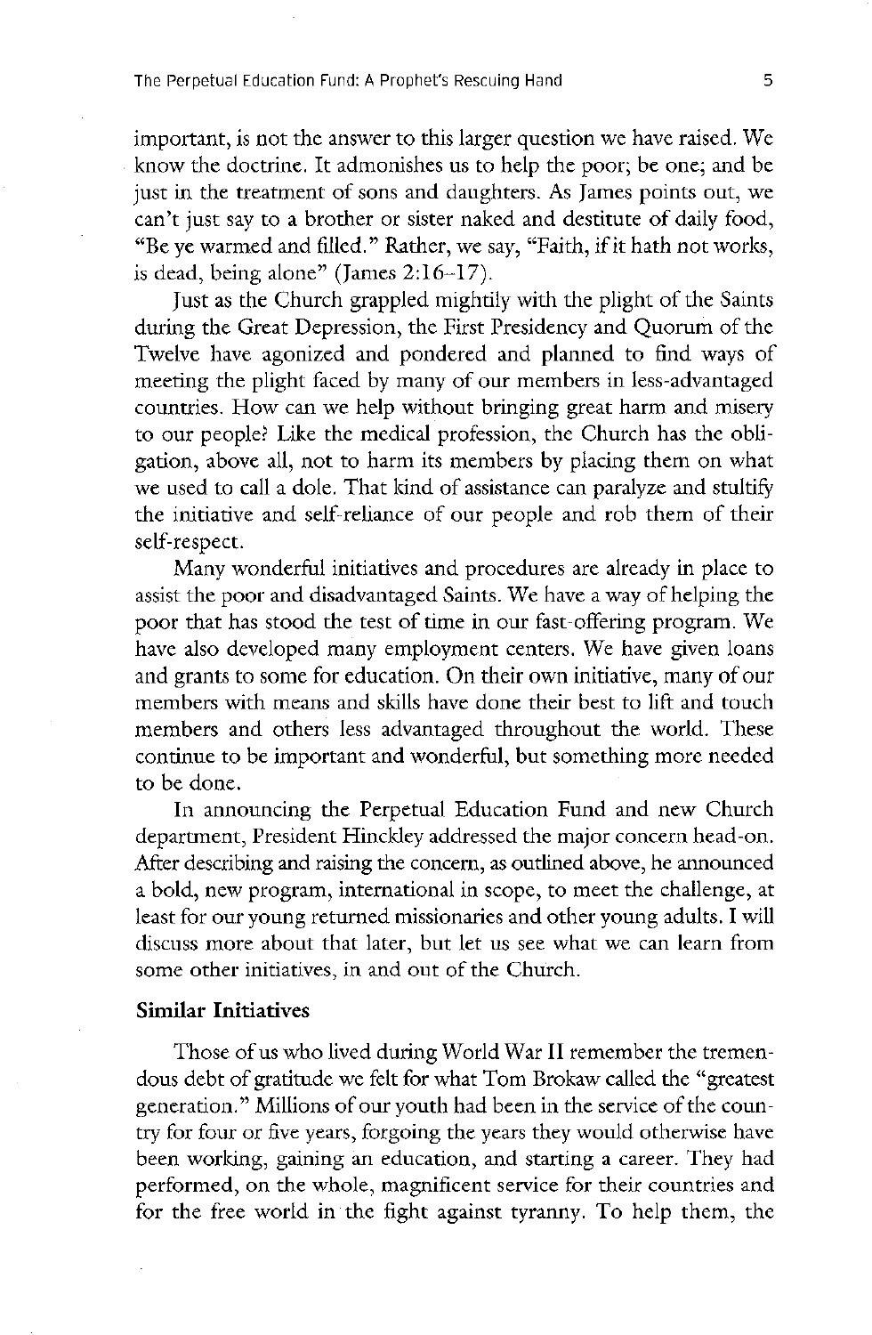important, is not the answer to this larger question we have raised. We know the doctrine. It admonishes us to help the poor; be one; and be just in the treatment of sons and daughters. As James points out, we can't just say to a brother or sister naked and destitute of daily food, "Be ye warmed and filled." Rather, we say, "Faith, if it hath not works, is dead, being alone" (James 2:16–17).

Just as the Church grappled mightily with the plight of the Saints during the Great Depression, the First Presidency and Quorum of the Twelve have agonized and pondered and planned to find ways of meeting the plight faced by many of our members in less-advantaged countries. How can we help without bringing great harm and misery to our people? Like the medical profession, the Church has the obligation, above all, not to harm its members by placing them on what we used to call a dole. That kind of assistance can paralyze and stultify the initiative and self-reliance of our people and rob them of their self-respect.

Many wonderful initiatives and procedures are already in place to assist the poor and disadvantaged Saints. We have a way of helping the poor that has stood the test of time in our fast-offering program. We have also developed many employment centers. We have given loans and grants to some for education. On their own initiative, many of our members with means and skills have done their best to lift and touch members and others less advantaged throughout the world. These continue to be important and wonderful, but something more needed to be done.

In announcing the Perpetual Education Fund and new Church department, President Hinckley addressed the major concern head-on. After describing and raising the concern, as outlined above, he announced a bold, new program, international in scope, to meet the challenge, at least for our young returned missionaries and other young adults. I will discuss more about that later, but let us see what we can learn from some other initiatives, in and out of the Church.

## Similar Initiatives

Those of us who lived during World War II remember the tremendous debt of gratitude we felt for what Tom Brokaw called the "greatest generation." Millions of our youth had been in the service of the country for four or five years, forgoing the years they would otherwise have been working, gaining an education, and starting a career. They had performed, on the whole, magnificent service for their countries and for the free world in the fight against tyranny. To help them, the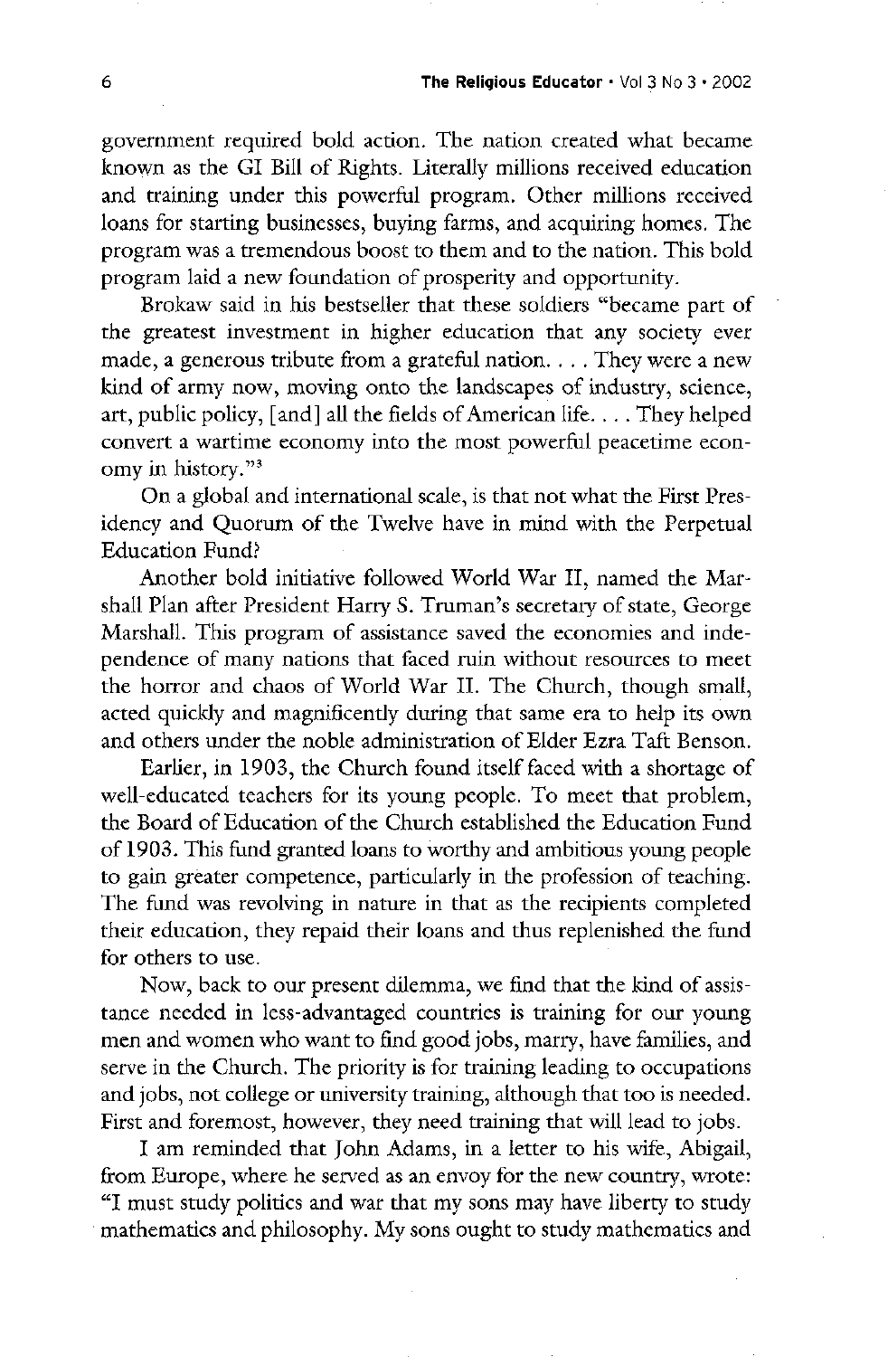government required bold action. The nation created what became known as the GI Bill of Rights. Literally millions received education and training under this powerful program. Other millions received loans for starting businesses, buying farms, and acquiring homes. The program was a tremendous boost to them and to the nation. This bold program laid a new foundation of prosperity and opportunity.

Brokaw said in his bestseller that these soldiers "became part of the greatest investment in higher education that any society ever made, a generous tribute from a grateful nation. . . . They were a new kind of army now, moving onto the landscapes of industry, science, art, public policy, [and] all the fields of American life. . . . They helped convert a wartime economy into the most powerful peacetime economy in history."[3]

On a global and international scale, is that not what the First Presidency and Quorum of the Twelve have in mind with the Perpetual Education Fund?

Another bold initiative followed World War II, named the Marshall Plan after President Harry S. Truman's secretary of state, George Marshall. This program of assistance saved the economies and independence of many nations that faced ruin without resources to meet the horror and chaos of World War II. The Church, though small, acted quickly and magnificently during that same era to help its own and others under the noble administration of Elder Ezra Taft Benson.

Earlier, in 1903, the Church found itself faced with a shortage of well-educated teachers for its young people. To meet that problem, the Board of Education of the Church established the Education Fund of 1903. This fund granted loans to worthy and ambitious young people to gain greater competence, particularly in the profession of teaching. The fund was revolving in nature in that as the recipients completed their education, they repaid their loans and thus replenished the fund for others to use.

Now, back to our present dilemma, we find that the kind of assistance needed in less-advantaged countries is training for our young men and women who want to find good jobs, marry, have families, and serve in the Church. The priority is for training leading to occupations and jobs, not college or university training, although that too is needed. First and foremost, however, they need training that will lead to jobs.

I am reminded that John Adams, in a letter to his wife, Abigail, from Europe, where he served as an envoy for the new country, wrote: "I must study politics and war that my sons may have liberty to study mathematics and philosophy. My sons ought to study mathematics and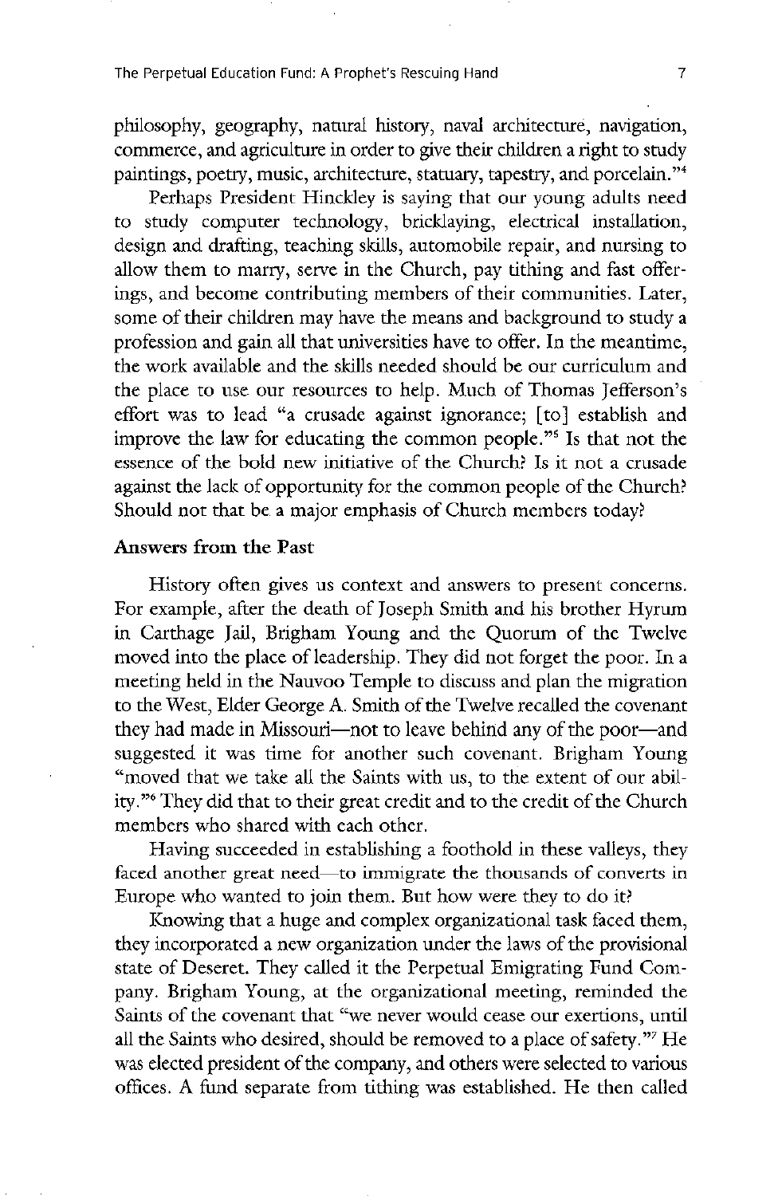philosophy, geography, natural history, naval architecture, navigation, commerce, and agriculture in order to give their children a right to study paintings, poetry, music, architecture, statuary, tapestry, and porcelain."[4]

Perhaps President Hinckley is saying that our young adults need to study computer technology, bricklaying, electrical installation, design and drafting, teaching skills, automobile repair, and nursing to allow them to marry, serve in the Church, pay tithing and fast offerings, and become contributing members of their communities. Later, some of their children may have the means and background to study a profession and gain all that universities have to offer. In the meantime, the work available and the skills needed should be our curriculum and the place to use our resources to help. Much of Thomas Jefferson's effort was to lead "a crusade against ignorance; [to] establish and improve the law for educating the common people."[5] Is that not the essence of the bold new initiative of the Church? Is it not a crusade against the lack of opportunity for the common people of the Church? Should not that be a major emphasis of Church members today?

## Answers from the Past

History often gives us context and answers to present concerns. For example, after the death of Joseph Smith and his brother Hyrum in Carthage Jail, Brigham Young and the Quorum of the Twelve moved into the place of leadership. They did not forget the poor. In a meeting held in the Nauvoo Temple to discuss and plan the migration to the West, Elder George A. Smith of the Twelve recalled the covenant they had made in Missouri—not to leave behind any of the poor—and suggested it was time for another such covenant. Brigham Young "moved that we take all the Saints with us, to the extent of our ability."[6] They did that to their great credit and to the credit of the Church members who shared with each other.

Having succeeded in establishing a foothold in these valleys, they faced another great need—to immigrate the thousands of converts in Europe who wanted to join them. But how were they to do it?

Knowing that a huge and complex organizational task faced them, they incorporated a new organization under the laws of the provisional state of Deseret. They called it the Perpetual Emigrating Fund Company. Brigham Young, at the organizational meeting, reminded the Saints of the covenant that "we never would cease our exertions, until all the Saints who desired, should be removed to a place of safety."[7] He was elected president of the company, and others were selected to various offices. A fund separate from tithing was established. He then called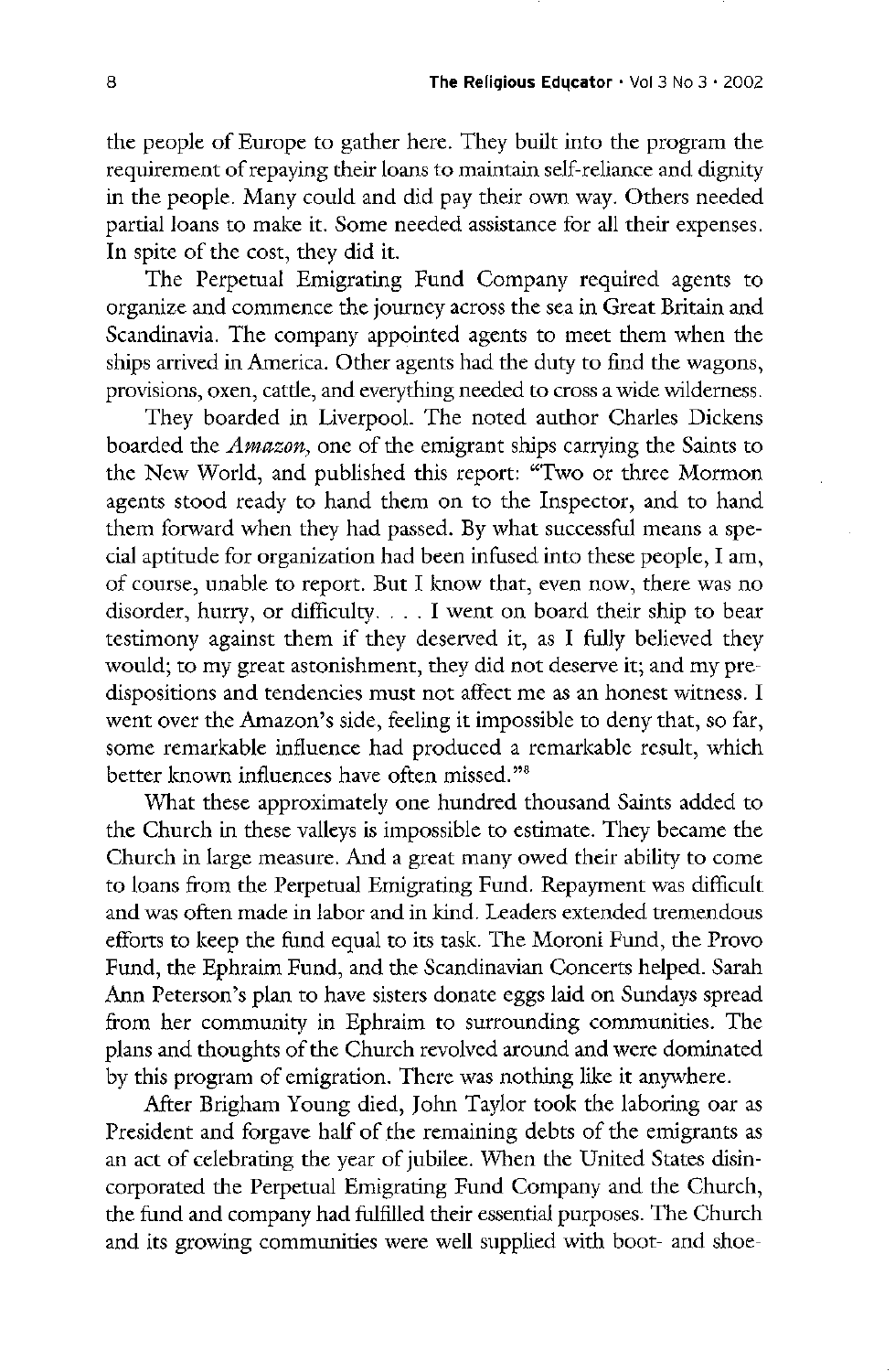the people of Europe to gather here. They built into the program the requirement of repaying their loans to maintain self-reliance and dignity in the people. Many could and did pay their own way. Others needed partial loans to make it. Some needed assistance for all their expenses. In spite of the cost, they did it.

The Perpetual Emigrating Fund Company required agents to organize and commence the journey across the sea in Great Britain and Scandinavia. The company appointed agents to meet them when the ships arrived in America. Other agents had the duty to find the wagons, provisions, oxen, cattle, and everything needed to cross a wide wilderness.

They boarded in Liverpool. The noted author Charles Dickens boarded the *Amazon*, one of the emigrant ships carrying the Saints to the New World, and published this report: "Two or three Mormon agents stood ready to hand them on to the Inspector, and to hand them forward when they had passed. By what successful means a special aptitude for organization had been infused into these people, I am, of course, unable to report. But I know that, even now, there was no disorder, hurry, or difficulty. . . . I went on board their ship to bear testimony against them if they deserved it, as I fully believed they would; to my great astonishment, they did not deserve it; and my predispositions and tendencies must not affect me as an honest witness. I went over the Amazon's side, feeling it impossible to deny that, so far, some remarkable influence had produced a remarkable result, which better known influences have often missed."[8]

What these approximately one hundred thousand Saints added to the Church in these valleys is impossible to estimate. They became the Church in large measure. And a great many owed their ability to come to loans from the Perpetual Emigrating Fund. Repayment was difficult and was often made in labor and in kind. Leaders extended tremendous efforts to keep the fund equal to its task. The Moroni Fund, the Provo Fund, the Ephraim Fund, and the Scandinavian Concerts helped. Sarah Ann Peterson's plan to have sisters donate eggs laid on Sundays spread from her community in Ephraim to surrounding communities. The plans and thoughts of the Church revolved around and were dominated by this program of emigration. There was nothing like it anywhere.

After Brigham Young died, John Taylor took the laboring oar as President and forgave half of the remaining debts of the emigrants as an act of celebrating the year of jubilee. When the United States disincorporated the Perpetual Emigrating Fund Company and the Church, the fund and company had fulfilled their essential purposes. The Church and its growing communities were well supplied with boot- and shoe-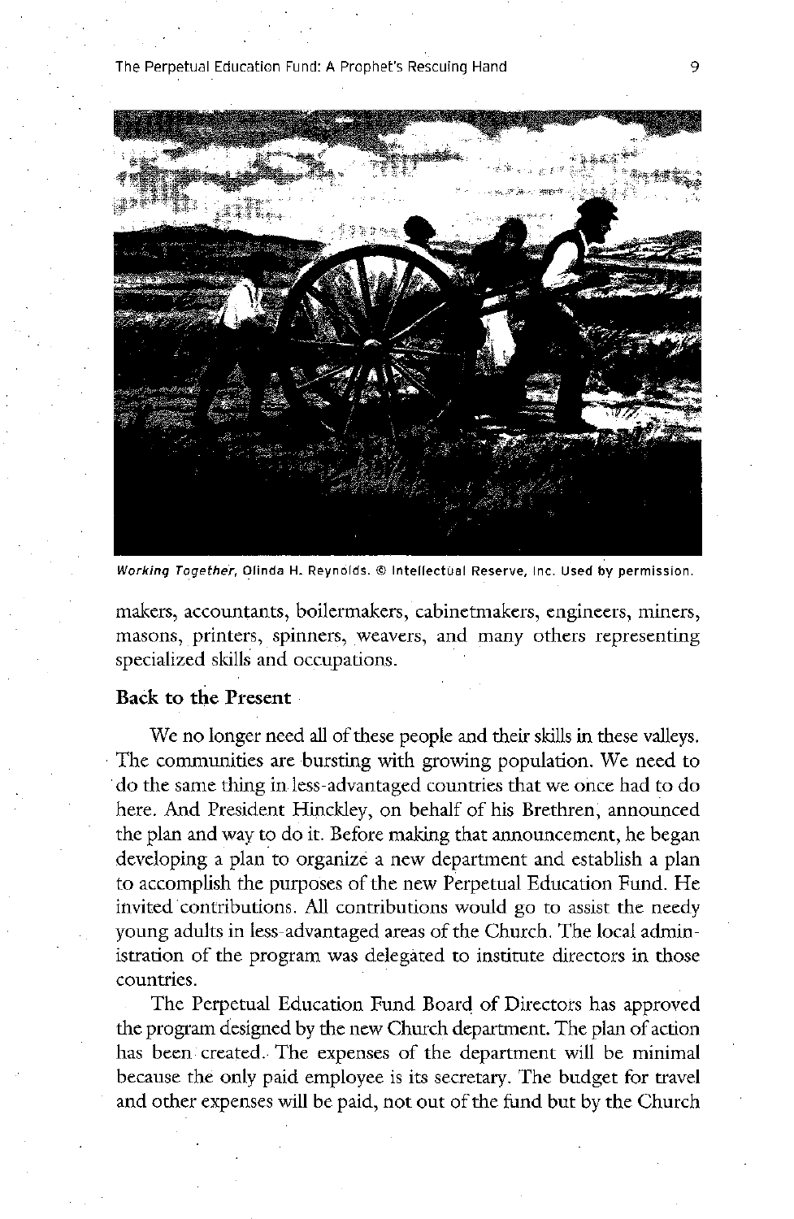*Working Together*, Olinda H. Reynolds. © Intellectual Reserve, Inc. Used by permission.

makers, accountants, boilermakers, cabinetmakers, engineers, miners, masons, printers, spinners, weavers, and many others representing specialized skills and occupations.

### Back to the Present

We no longer need all of these people and their skills in these valleys. The communities are bursting with growing population. We need to do the same thing in less-advantaged countries that we once had to do here. And President Hinckley, on behalf of his Brethren, announced the plan and way to do it. Before making that announcement, he began developing a plan to organize a new department and establish a plan to accomplish the purposes of the new Perpetual Education Fund. He invited contributions. All contributions would go to assist the needy young adults in less-advantaged areas of the Church. The local administration of the program was delegated to institute directors in those countries.

The Perpetual Education Fund Board of Directors has approved the program designed by the new Church department. The plan of action has been created. The expenses of the department will be minimal because the only paid employee is its secretary. The budget for travel and other expenses will be paid, not out of the fund but by the Church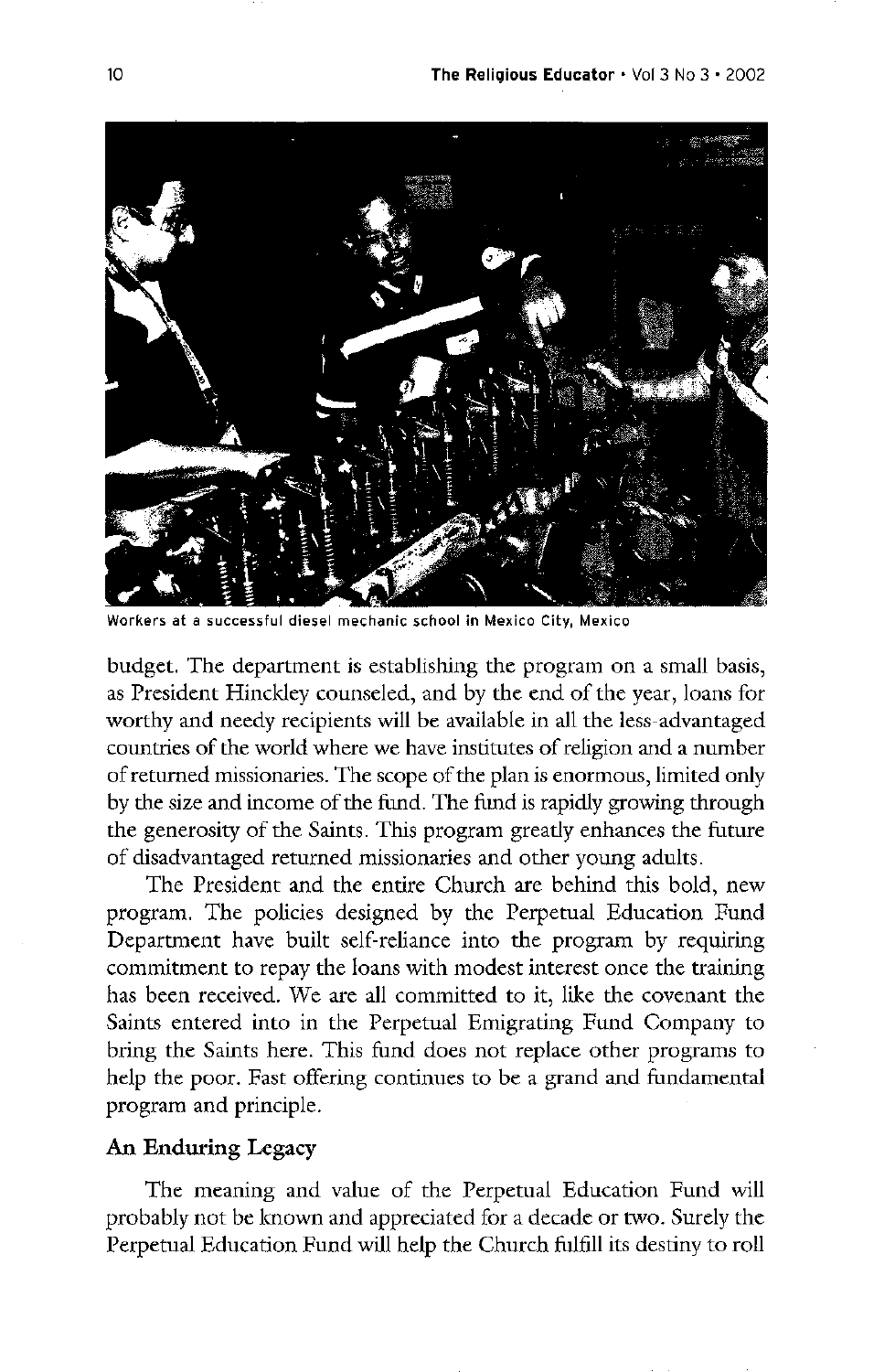Workers at a successful diesel mechanic school in Mexico City, Mexico

budget. The department is establishing the program on a small basis, as President Hinckley counseled, and by the end of the year, loans for worthy and needy recipients will be available in all the less-advantaged countries of the world where we have institutes of religion and a number of returned missionaries. The scope of the plan is enormous, limited only by the size and income of the fund. The fund is rapidly growing through the generosity of the Saints. This program greatly enhances the future of disadvantaged returned missionaries and other young adults.

The President and the entire Church are behind this bold, new program. The policies designed by the Perpetual Education Fund Department have built self-reliance into the program by requiring commitment to repay the loans with modest interest once the training has been received. We are all committed to it, like the covenant the Saints entered into in the Perpetual Emigrating Fund Company to bring the Saints here. This fund does not replace other programs to help the poor. Fast offering continues to be a grand and fundamental program and principle.

## An Enduring Legacy

The meaning and value of the Perpetual Education Fund will probably not be known and appreciated for a decade or two. Surely the Perpetual Education Fund will help the Church fulfill its destiny to roll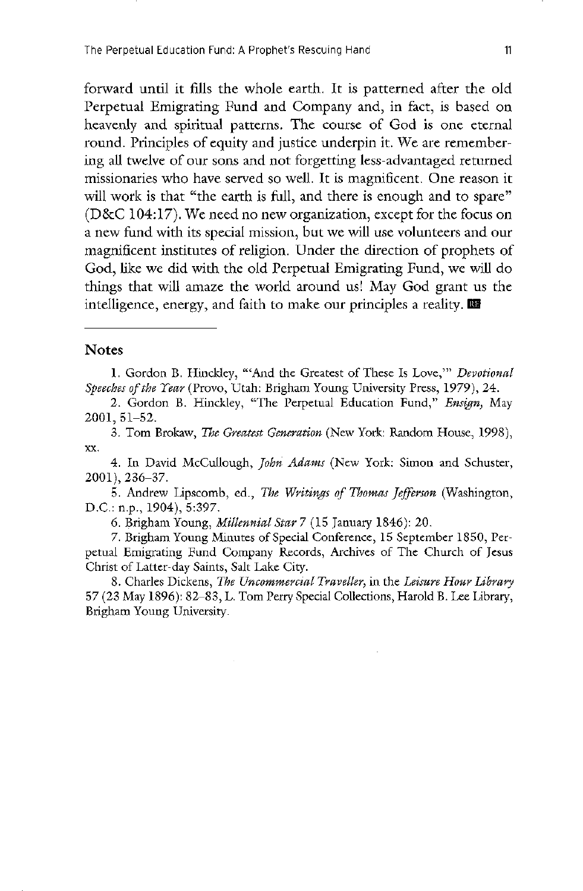forward until it fills the whole earth. It is patterned after the old Perpetual Emigrating Fund and Company and, in fact, is based on heavenly and spiritual patterns. The course of God is one eternal round. Principles of equity and justice underpin it. We are remembering all twelve of our sons and not forgetting less-advantaged returned missionaries who have served so well. It is magnificent. One reason it will work is that "the earth is full, and there is enough and to spare" (D&C 104:17). We need no new organization, except for the focus on a new fund with its special mission, but we will use volunteers and our magnificent institutes of religion. Under the direction of prophets of God, like we did with the old Perpetual Emigrating Fund, we will do things that will amaze the world around us! May God grant us the intelligence, energy, and faith to make our principles a reality.

---

## Notes

1. Gordon B. Hinckley, "'And the Greatest of These Is Love,'" *Devotional Speeches of the Year* (Provo, Utah: Brigham Young University Press, 1979), 24.

2. Gordon B. Hinckley, "The Perpetual Education Fund," *Ensign,* May 2001, 51–52.

3. Tom Brokaw, *The Greatest Generation* (New York: Random House, 1998), xx.

4. In David McCullough, *John Adams* (New York: Simon and Schuster, 2001), 236–37.

5. Andrew Lipscomb, ed., *The Writings of Thomas Jefferson* (Washington, D.C.: n.p., 1904), 5:397.

6. Brigham Young, *Millennial Star* 7 (15 January 1846): 20.

7. Brigham Young Minutes of Special Conference, 15 September 1850, Perpetual Emigrating Fund Company Records, Archives of The Church of Jesus Christ of Latter-day Saints, Salt Lake City.

8. Charles Dickens, *The Uncommercial Traveller,* in the *Leisure Hour Library* 57 (23 May 1896): 82–83, L. Tom Perry Special Collections, Harold B. Lee Library, Brigham Young University.